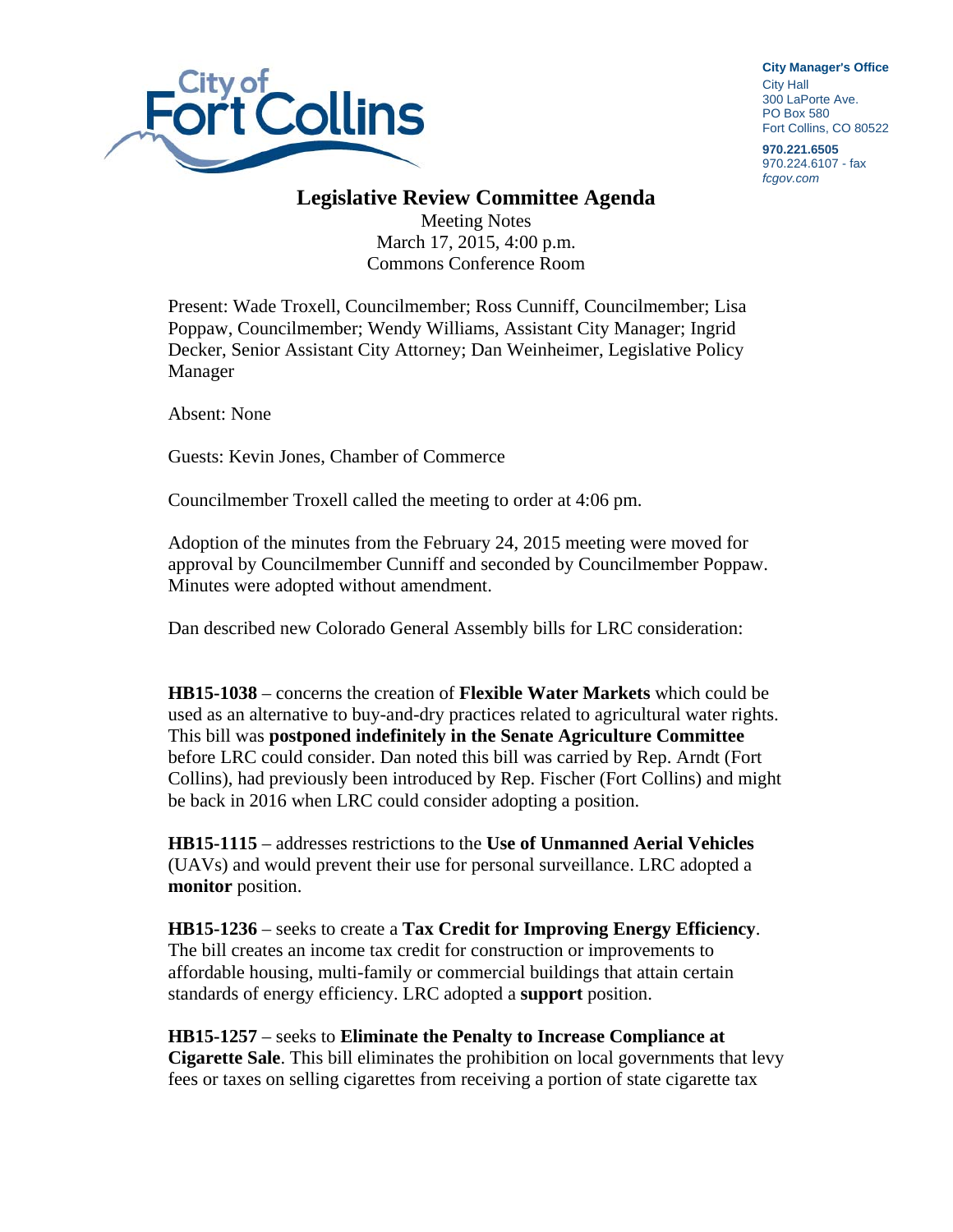City of Fort Collins

**City Manager's Office**
City Hall
300 LaPorte Ave.
PO Box 580
Fort Collins, CO 80522

**970.221.6505**
970.224.6107 - fax
*fcgov.com*

# Legislative Review Committee Agenda

Meeting Notes
March 17, 2015, 4:00 p.m.
Commons Conference Room

Present: Wade Troxell, Councilmember; Ross Cunniff, Councilmember; Lisa Poppaw, Councilmember; Wendy Williams, Assistant City Manager; Ingrid Decker, Senior Assistant City Attorney; Dan Weinheimer, Legislative Policy Manager

Absent: None

Guests: Kevin Jones, Chamber of Commerce

Councilmember Troxell called the meeting to order at 4:06 pm.

Adoption of the minutes from the February 24, 2015 meeting were moved for approval by Councilmember Cunniff and seconded by Councilmember Poppaw. Minutes were adopted without amendment.

Dan described new Colorado General Assembly bills for LRC consideration:

**HB15-1038** – concerns the creation of **Flexible Water Markets** which could be used as an alternative to buy-and-dry practices related to agricultural water rights. This bill was **postponed indefinitely in the Senate Agriculture Committee** before LRC could consider. Dan noted this bill was carried by Rep. Arndt (Fort Collins), had previously been introduced by Rep. Fischer (Fort Collins) and might be back in 2016 when LRC could consider adopting a position.

**HB15-1115** – addresses restrictions to the **Use of Unmanned Aerial Vehicles** (UAVs) and would prevent their use for personal surveillance. LRC adopted a **monitor** position.

**HB15-1236** – seeks to create a **Tax Credit for Improving Energy Efficiency**. The bill creates an income tax credit for construction or improvements to affordable housing, multi-family or commercial buildings that attain certain standards of energy efficiency. LRC adopted a **support** position.

**HB15-1257** – seeks to **Eliminate the Penalty to Increase Compliance at Cigarette Sale**. This bill eliminates the prohibition on local governments that levy fees or taxes on selling cigarettes from receiving a portion of state cigarette tax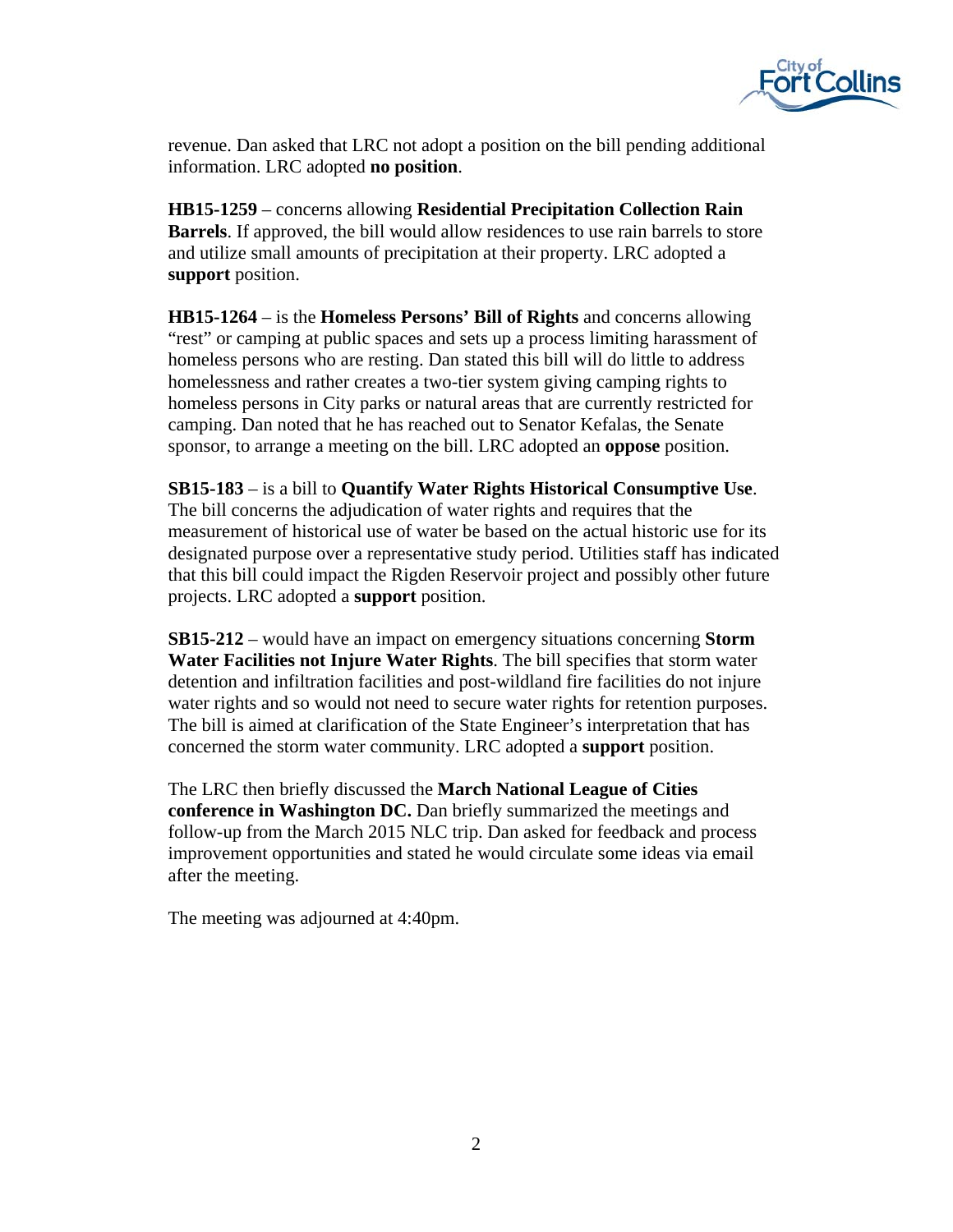revenue. Dan asked that LRC not adopt a position on the bill pending additional information. LRC adopted **no position**.

**HB15-1259** – concerns allowing **Residential Precipitation Collection Rain Barrels**. If approved, the bill would allow residences to use rain barrels to store and utilize small amounts of precipitation at their property. LRC adopted a **support** position.

**HB15-1264** – is the **Homeless Persons' Bill of Rights** and concerns allowing "rest" or camping at public spaces and sets up a process limiting harassment of homeless persons who are resting. Dan stated this bill will do little to address homelessness and rather creates a two-tier system giving camping rights to homeless persons in City parks or natural areas that are currently restricted for camping. Dan noted that he has reached out to Senator Kefalas, the Senate sponsor, to arrange a meeting on the bill. LRC adopted an **oppose** position.

**SB15-183** – is a bill to **Quantify Water Rights Historical Consumptive Use**. The bill concerns the adjudication of water rights and requires that the measurement of historical use of water be based on the actual historic use for its designated purpose over a representative study period. Utilities staff has indicated that this bill could impact the Rigden Reservoir project and possibly other future projects. LRC adopted a **support** position.

**SB15-212** – would have an impact on emergency situations concerning **Storm Water Facilities not Injure Water Rights**. The bill specifies that storm water detention and infiltration facilities and post-wildland fire facilities do not injure water rights and so would not need to secure water rights for retention purposes. The bill is aimed at clarification of the State Engineer's interpretation that has concerned the storm water community. LRC adopted a **support** position.

The LRC then briefly discussed the **March National League of Cities conference in Washington DC.** Dan briefly summarized the meetings and follow-up from the March 2015 NLC trip. Dan asked for feedback and process improvement opportunities and stated he would circulate some ideas via email after the meeting.

The meeting was adjourned at 4:40pm.